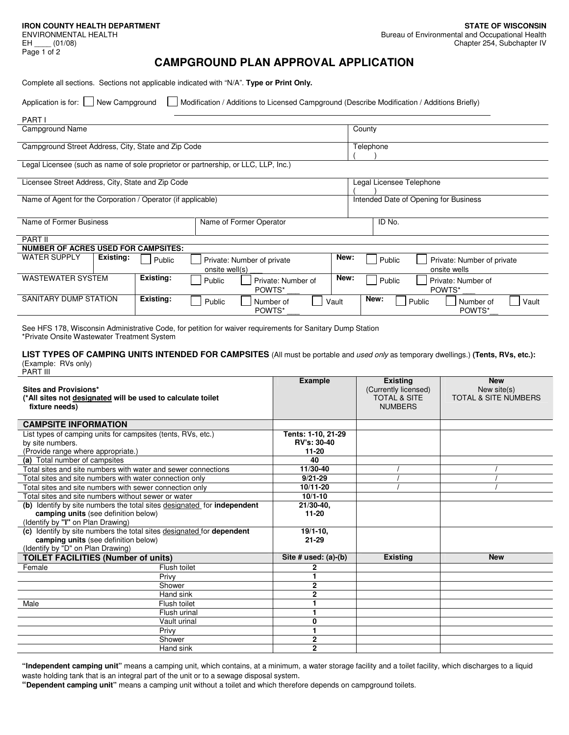**IRON COUNTY HEALTH DEPARTMENT**
ENVIRONMENTAL HEALTH
EH ____ (01/08)

**STATE OF WISCONSIN**
Bureau of Environmental and Occupational Health
Chapter 254, Subchapter IV

# CAMPGROUND PLAN APPROVAL APPLICATION

Complete all sections. Sections not applicable indicated with "N/A". **Type or Print Only.**

Application is for: ☐ New Campground ☐ Modification / Additions to Licensed Campground (Describe Modification / Additions Briefly)

______________________________________________________________

PART I

| Campground Name | | County |
|---|---|---|
| Campground Street Address, City, State and Zip Code | | Telephone ( ) |
| Legal Licensee (such as name of sole proprietor or partnership, or LLC, LLP, Inc.) | | |
| Licensee Street Address, City, State and Zip Code | | Legal Licensee Telephone ( ) |
| Name of Agent for the Corporation / Operator (if applicable) | | Intended Date of Opening for Business |
| Name of Former Business | Name of Former Operator | ID No. |

PART II

**NUMBER OF ACRES USED FOR CAMPSITES:**

| | Existing: | | New: | |
|---|---|---|---|---|
| WATER SUPPLY | ☐ Public | ☐ Private: Number of private onsite well(s) ___ | ☐ Public | ☐ Private: Number of private onsite wells |
| WASTEWATER SYSTEM | ☐ Public | ☐ Private: Number of POWTS* ___ | ☐ Public | ☐ Private: Number of POWTS* ___ |
| SANITARY DUMP STATION | ☐ Public | ☐ Number of POWTS* ___ ☐ Vault | ☐ Public | ☐ Number of POWTS*__ ☐ Vault |

See HFS 178, Wisconsin Administrative Code, for petition for waiver requirements for Sanitary Dump Station
*Private Onsite Wastewater Treatment System

**LIST TYPES OF CAMPING UNITS INTENDED FOR CAMPSITES** (All must be portable and *used only* as temporary dwellings.) **(Tents, RVs, etc.):**
(Example: RVs only)

PART III

| **Sites and Provisions*** **(*All sites not designated will be used to calculate toilet fixture needs)** | | **Example** | **Existing** (Currently licensed) TOTAL & SITE NUMBERS | **New** New site(s) TOTAL & SITE NUMBERS |
|---|---|---|---|---|
| **CAMPSITE INFORMATION** | | | | |
| List types of camping units for campsites (tents, RVs, etc.) by site numbers. (Provide range where appropriate.) | | **Tents: 1-10, 21-29 RV's: 30-40 11-20** | | |
| **(a)** Total number of campsites | | **40** | | |
| Total sites and site numbers with water and sewer connections | | **11/30-40** | / | / |
| Total sites and site numbers with water connection only | | **9/21-29** | / | / |
| Total sites and site numbers with sewer connection only | | **10/11-20** | / | / |
| Total sites and site numbers without sewer or water | | **10/1-10** | | |
| **(b)** Identify by site numbers the total sites designated for **independent camping units** (see definition below) (Identify by **"I"** on Plan Drawing) | | **21/30-40, 11-20** | | |
| **(c)** Identify by site numbers the total sites designated for **dependent camping units** (see definition below) (Identify by "D" on Plan Drawing) | | **19/1-10, 21-29** | | |
| **TOILET FACILITIES (Number of units)** | | **Site # used: (a)-(b)** | **Existing** | **New** |
| Female | Flush toilet | **2** | | |
| | Privy | **1** | | |
| | Shower | **2** | | |
| | Hand sink | **2** | | |
| Male | Flush toilet | **1** | | |
| | Flush urinal | **1** | | |
| | Vault urinal | **0** | | |
| | Privy | **1** | | |
| | Shower | **2** | | |
| | Hand sink | **2** | | |

**"Independent camping unit"** means a camping unit, which contains, at a minimum, a water storage facility and a toilet facility, which discharges to a liquid waste holding tank that is an integral part of the unit or to a sewage disposal system.

**"Dependent camping unit"** means a camping unit without a toilet and which therefore depends on campground toilets.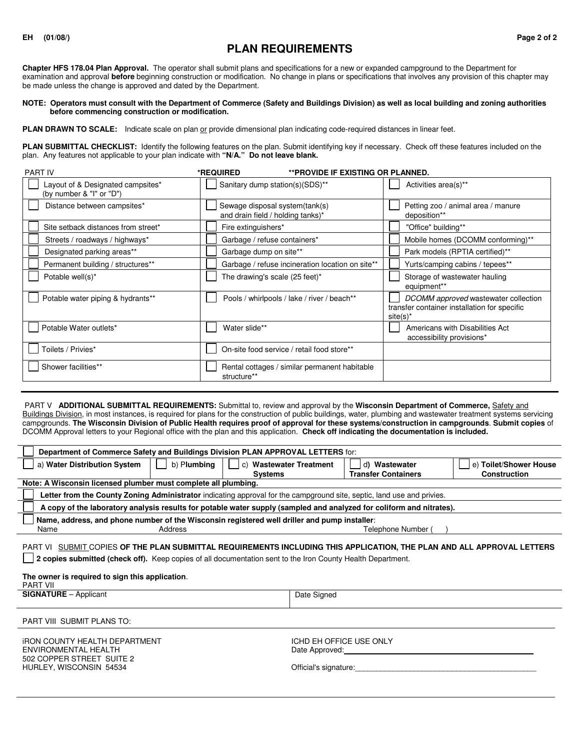# PLAN REQUIREMENTS

**Chapter HFS 178.04 Plan Approval.** The operator shall submit plans and specifications for a new or expanded campground to the Department for examination and approval **before** beginning construction or modification. No change in plans or specifications that involves any provision of this chapter may be made unless the change is approved and dated by the Department.

**NOTE: Operators must consult with the Department of Commerce (Safety and Buildings Division) as well as local building and zoning authorities before commencing construction or modification.**

**PLAN DRAWN TO SCALE:** Indicate scale on plan or provide dimensional plan indicating code-required distances in linear feet.

**PLAN SUBMITTAL CHECKLIST:** Identify the following features on the plan. Submit identifying key if necessary. Check off these features included on the plan. Any features not applicable to your plan indicate with **"N/A." Do not leave blank.**

| PART IV | *REQUIRED | **PROVIDE IF EXISTING OR PLANNED. |
|---|---|---|
| ☐ Layout of & Designated campsites* (by number & "I" or "D") | ☐ Sanitary dump station(s)(SDS)** | ☐ Activities area(s)** |
| ☐ Distance between campsites* | ☐ Sewage disposal system(tank(s) and drain field / holding tanks)* | ☐ Petting zoo / animal area / manure deposition** |
| ☐ Site setback distances from street* | ☐ Fire extinguishers* | ☐ "Office" building** |
| ☐ Streets / roadways / highways* | ☐ Garbage / refuse containers* | ☐ Mobile homes (DCOMM conforming)** |
| ☐ Designated parking areas** | ☐ Garbage dump on site** | ☐ Park models (RPTIA certified)** |
| ☐ Permanent building / structures** | ☐ Garbage / refuse incineration location on site** | ☐ Yurts/camping cabins / tepees** |
| ☐ Potable well(s)* | ☐ The drawing's scale (25 feet)* | ☐ Storage of wastewater hauling equipment** |
| ☐ Potable water piping & hydrants** | ☐ Pools / whirlpools / lake / river / beach** | ☐ *DCOMM approved* wastewater collection transfer container installation for specific site(s)* |
| ☐ Potable Water outlets* | ☐ Water slide** | ☐ Americans with Disabilities Act accessibility provisions* |
| ☐ Toilets / Privies* | ☐ On-site food service / retail food store** | |
| ☐ Shower facilities** | ☐ Rental cottages / similar permanent habitable structure** | |

PART V **ADDITIONAL SUBMITTAL REQUIREMENTS:** Submittal to, review and approval by the **Wisconsin Department of Commerce,** Safety and Buildings Division, in most instances, is required for plans for the construction of public buildings, water, plumbing and wastewater treatment systems servicing campgrounds. **The Wisconsin Division of Public Health requires proof of approval for these systems/construction in campgrounds**. **Submit copies** of DCOMM Approval letters to your Regional office with the plan and this application. **Check off indicating the documentation is included.**

| ☐ **Department of Commerce Safety and Buildings Division PLAN APPROVAL LETTERS** for: | | | | |
|---|---|---|---|---|
| ☐ a) **Water Distribution System** | ☐ b) P**lumbing** | ☐ c) **Wastewater Treatment Systems** | ☐ d**) Wastewater Transfer Containers** | ☐ e) **Toilet/Shower House Construction** |

**Note: A Wisconsin licensed plumber must complete all plumbing.**

☐ **Letter from the County Zoning Administrator** indicating approval for the campground site, septic, land use and privies.

☐ **A copy of the laboratory analysis results for potable water supply (sampled and analyzed for coliform and nitrates).**

☐ **Name, address, and phone number of the Wisconsin registered well driller and pump installer**:
Name Address Telephone Number ( )

PART VI SUBMIT COPIES **OF THE PLAN SUBMITTAL REQUIREMENTS INCLUDING THIS APPLICATION, THE PLAN AND ALL APPROVAL LETTERS**

☐ **2 copies submitted (check off).** Keep copies of all documentation sent to the Iron County Health Department.

**The owner is required to sign this application**.

PART VII

| **SIGNATURE** – Applicant | Date Signed |
|---|---|

PART VIII SUBMIT PLANS TO:

iRON COUNTY HEALTH DEPARTMENT
ENVIRONMENTAL HEALTH
502 COPPER STREET SUITE 2
HURLEY, WISCONSIN 54534

ICHD EH OFFICE USE ONLY
Date Approved:\_\_\_\_\_\_\_\_\_\_\_\_\_\_\_\_\_\_\_\_

Official's signature:\_\_\_\_\_\_\_\_\_\_\_\_\_\_\_\_\_\_\_\_